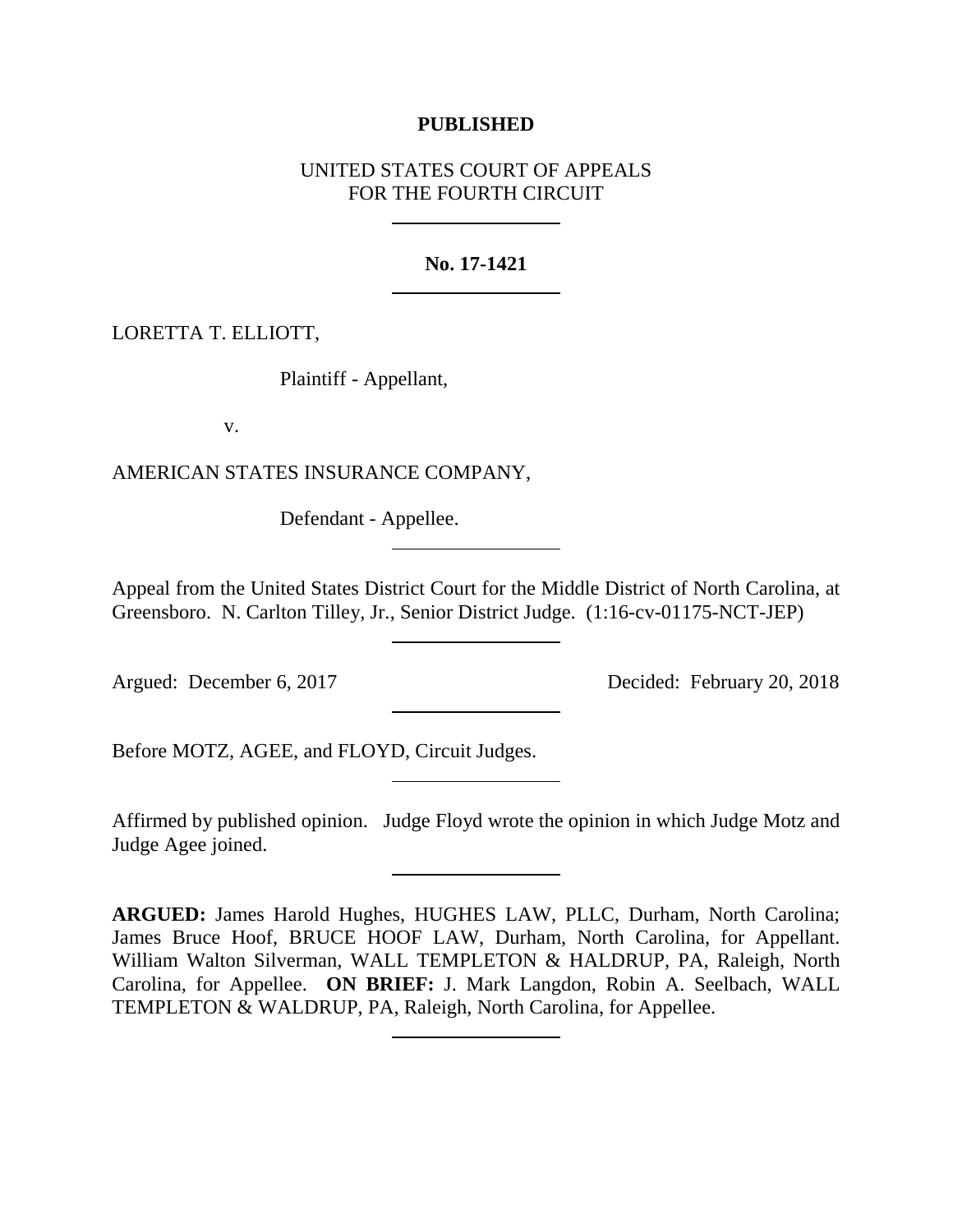**PUBLISHED**

UNITED STATES COURT OF APPEALS
FOR THE FOURTH CIRCUIT

**No. 17-1421**

LORETTA T. ELLIOTT,

Plaintiff - Appellant,

v.

AMERICAN STATES INSURANCE COMPANY,

Defendant - Appellee.

Appeal from the United States District Court for the Middle District of North Carolina, at Greensboro. N. Carlton Tilley, Jr., Senior District Judge. (1:16-cv-01175-NCT-JEP)

Argued: December 6, 2017 Decided: February 20, 2018

Before MOTZ, AGEE, and FLOYD, Circuit Judges.

Affirmed by published opinion. Judge Floyd wrote the opinion in which Judge Motz and Judge Agee joined.

**ARGUED:** James Harold Hughes, HUGHES LAW, PLLC, Durham, North Carolina; James Bruce Hoof, BRUCE HOOF LAW, Durham, North Carolina, for Appellant. William Walton Silverman, WALL TEMPLETON & HALDRUP, PA, Raleigh, North Carolina, for Appellee. **ON BRIEF:** J. Mark Langdon, Robin A. Seelbach, WALL TEMPLETON & WALDRUP, PA, Raleigh, North Carolina, for Appellee.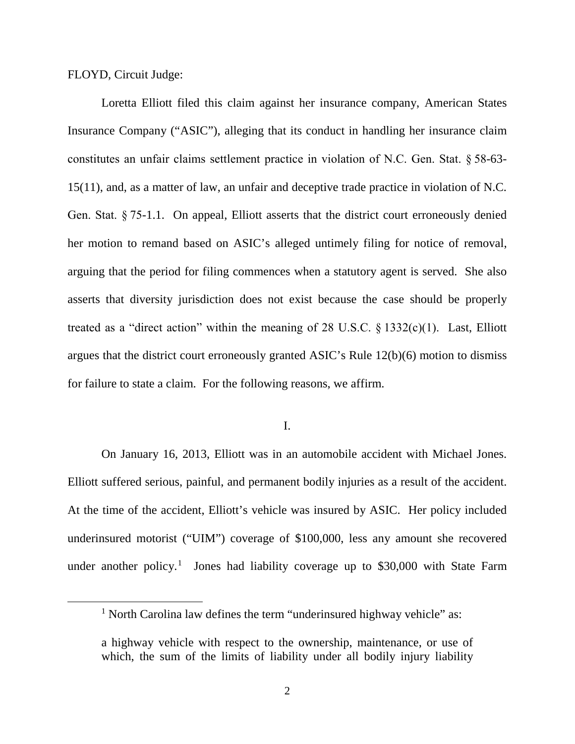FLOYD, Circuit Judge:

Loretta Elliott filed this claim against her insurance company, American States Insurance Company ("ASIC"), alleging that its conduct in handling her insurance claim constitutes an unfair claims settlement practice in violation of N.C. Gen. Stat. § 58-63-15(11), and, as a matter of law, an unfair and deceptive trade practice in violation of N.C. Gen. Stat. § 75-1.1. On appeal, Elliott asserts that the district court erroneously denied her motion to remand based on ASIC's alleged untimely filing for notice of removal, arguing that the period for filing commences when a statutory agent is served. She also asserts that diversity jurisdiction does not exist because the case should be properly treated as a "direct action" within the meaning of 28 U.S.C. § 1332(c)(1). Last, Elliott argues that the district court erroneously granted ASIC's Rule 12(b)(6) motion to dismiss for failure to state a claim. For the following reasons, we affirm.

## I.

On January 16, 2013, Elliott was in an automobile accident with Michael Jones. Elliott suffered serious, painful, and permanent bodily injuries as a result of the accident. At the time of the accident, Elliott's vehicle was insured by ASIC. Her policy included underinsured motorist ("UIM") coverage of $100,000, less any amount she recovered under another policy.[1] Jones had liability coverage up to $30,000 with State Farm

---

[1] North Carolina law defines the term "underinsured highway vehicle" as:

> a highway vehicle with respect to the ownership, maintenance, or use of which, the sum of the limits of liability under all bodily injury liability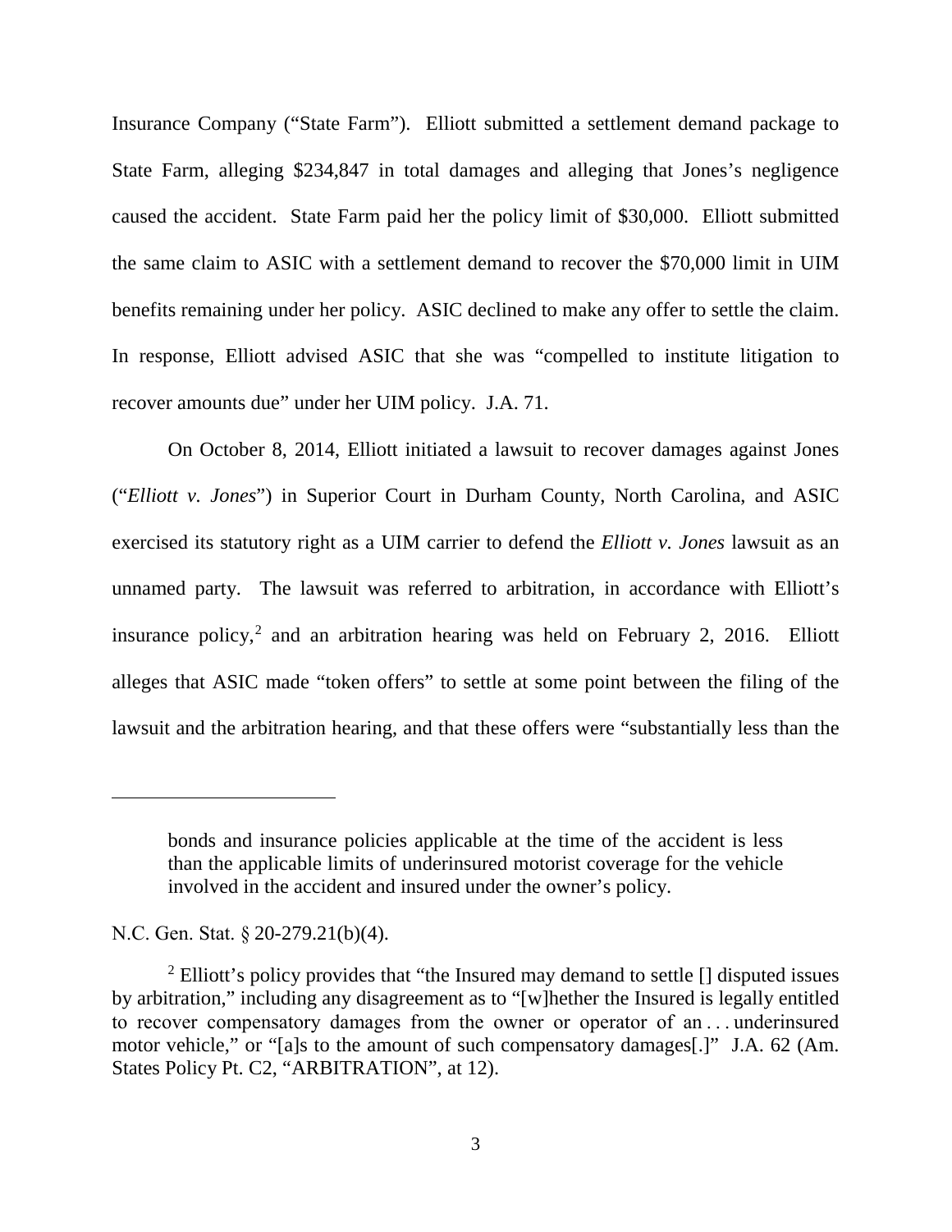Insurance Company ("State Farm"). Elliott submitted a settlement demand package to State Farm, alleging $234,847 in total damages and alleging that Jones's negligence caused the accident. State Farm paid her the policy limit of $30,000. Elliott submitted the same claim to ASIC with a settlement demand to recover the $70,000 limit in UIM benefits remaining under her policy. ASIC declined to make any offer to settle the claim. In response, Elliott advised ASIC that she was "compelled to institute litigation to recover amounts due" under her UIM policy. J.A. 71.

On October 8, 2014, Elliott initiated a lawsuit to recover damages against Jones ("*Elliott v. Jones*") in Superior Court in Durham County, North Carolina, and ASIC exercised its statutory right as a UIM carrier to defend the *Elliott v. Jones* lawsuit as an unnamed party. The lawsuit was referred to arbitration, in accordance with Elliott's insurance policy,[2] and an arbitration hearing was held on February 2, 2016. Elliott alleges that ASIC made "token offers" to settle at some point between the filing of the lawsuit and the arbitration hearing, and that these offers were "substantially less than the

---

> bonds and insurance policies applicable at the time of the accident is less than the applicable limits of underinsured motorist coverage for the vehicle involved in the accident and insured under the owner's policy.

N.C. Gen. Stat. § 20-279.21(b)(4).

[2] Elliott's policy provides that "the Insured may demand to settle [] disputed issues by arbitration," including any disagreement as to "[w]hether the Insured is legally entitled to recover compensatory damages from the owner or operator of an . . . underinsured motor vehicle," or "[a]s to the amount of such compensatory damages[.]" J.A. 62 (Am. States Policy Pt. C2, "ARBITRATION", at 12).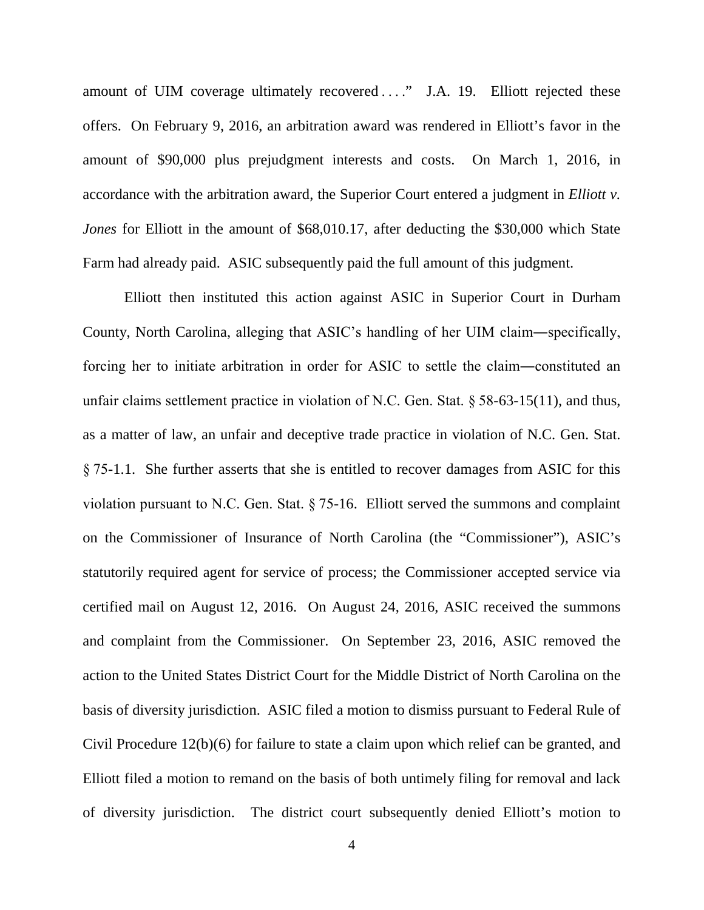amount of UIM coverage ultimately recovered . . . ." J.A. 19. Elliott rejected these offers. On February 9, 2016, an arbitration award was rendered in Elliott's favor in the amount of $90,000 plus prejudgment interests and costs. On March 1, 2016, in accordance with the arbitration award, the Superior Court entered a judgment in *Elliott v. Jones* for Elliott in the amount of $68,010.17, after deducting the $30,000 which State Farm had already paid. ASIC subsequently paid the full amount of this judgment.

Elliott then instituted this action against ASIC in Superior Court in Durham County, North Carolina, alleging that ASIC's handling of her UIM claim―specifically, forcing her to initiate arbitration in order for ASIC to settle the claim―constituted an unfair claims settlement practice in violation of N.C. Gen. Stat. § 58-63-15(11), and thus, as a matter of law, an unfair and deceptive trade practice in violation of N.C. Gen. Stat. § 75-1.1. She further asserts that she is entitled to recover damages from ASIC for this violation pursuant to N.C. Gen. Stat. § 75-16. Elliott served the summons and complaint on the Commissioner of Insurance of North Carolina (the "Commissioner"), ASIC's statutorily required agent for service of process; the Commissioner accepted service via certified mail on August 12, 2016. On August 24, 2016, ASIC received the summons and complaint from the Commissioner. On September 23, 2016, ASIC removed the action to the United States District Court for the Middle District of North Carolina on the basis of diversity jurisdiction. ASIC filed a motion to dismiss pursuant to Federal Rule of Civil Procedure 12(b)(6) for failure to state a claim upon which relief can be granted, and Elliott filed a motion to remand on the basis of both untimely filing for removal and lack of diversity jurisdiction. The district court subsequently denied Elliott's motion to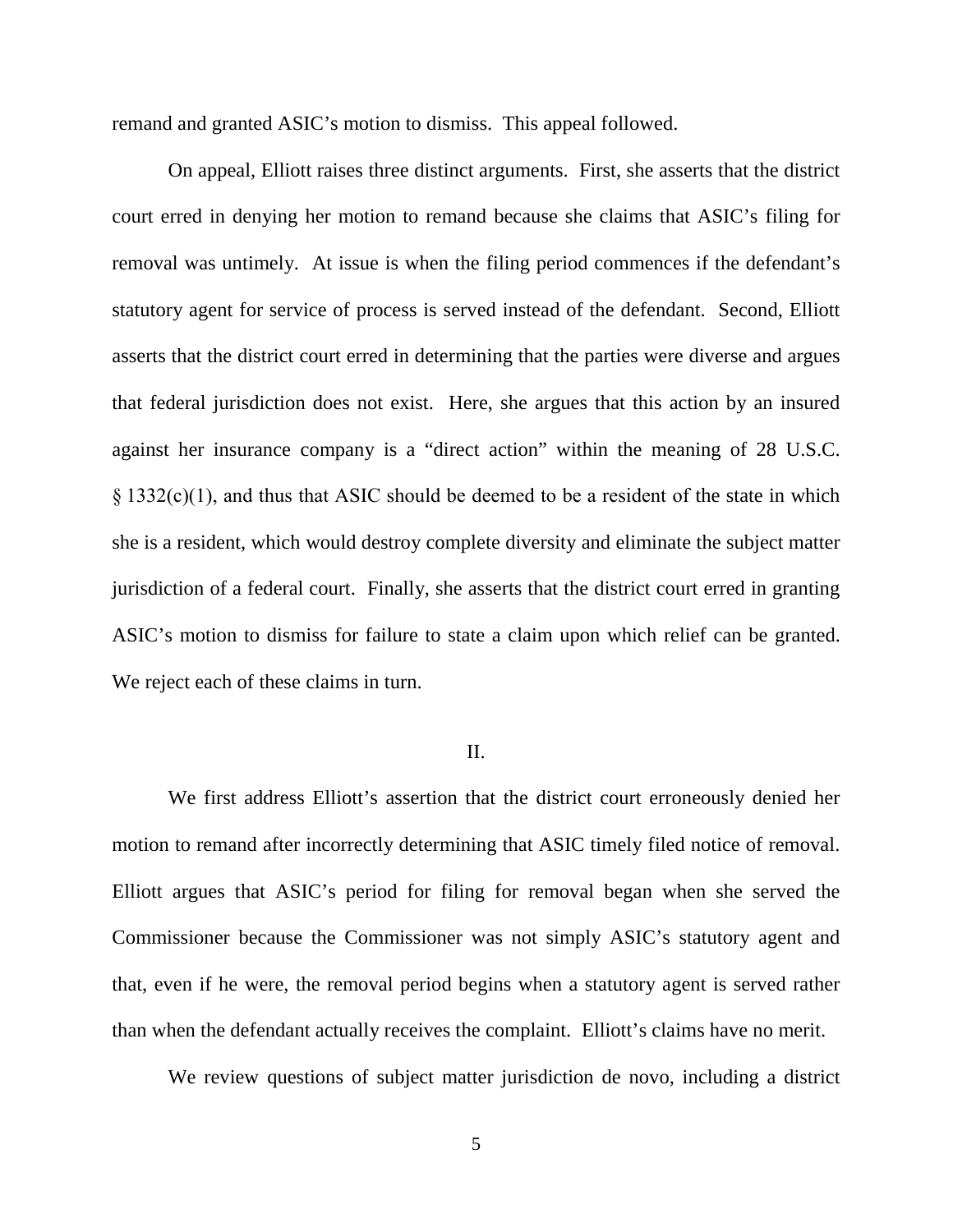remand and granted ASIC's motion to dismiss. This appeal followed.

On appeal, Elliott raises three distinct arguments. First, she asserts that the district court erred in denying her motion to remand because she claims that ASIC's filing for removal was untimely. At issue is when the filing period commences if the defendant's statutory agent for service of process is served instead of the defendant. Second, Elliott asserts that the district court erred in determining that the parties were diverse and argues that federal jurisdiction does not exist. Here, she argues that this action by an insured against her insurance company is a "direct action" within the meaning of 28 U.S.C. § 1332(c)(1), and thus that ASIC should be deemed to be a resident of the state in which she is a resident, which would destroy complete diversity and eliminate the subject matter jurisdiction of a federal court. Finally, she asserts that the district court erred in granting ASIC's motion to dismiss for failure to state a claim upon which relief can be granted. We reject each of these claims in turn.

## II.

We first address Elliott's assertion that the district court erroneously denied her motion to remand after incorrectly determining that ASIC timely filed notice of removal. Elliott argues that ASIC's period for filing for removal began when she served the Commissioner because the Commissioner was not simply ASIC's statutory agent and that, even if he were, the removal period begins when a statutory agent is served rather than when the defendant actually receives the complaint. Elliott's claims have no merit.

We review questions of subject matter jurisdiction de novo, including a district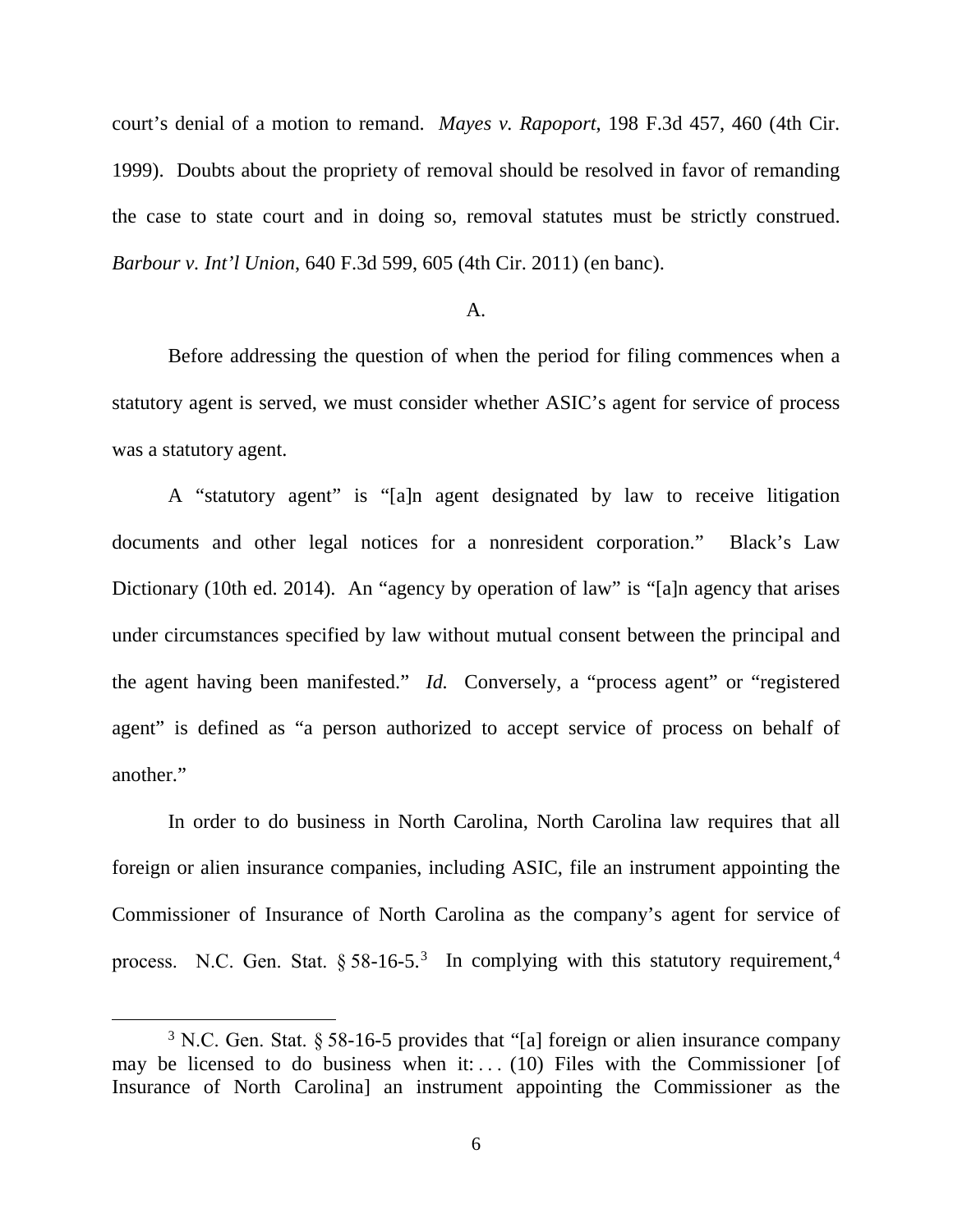court's denial of a motion to remand. *Mayes v. Rapoport*, 198 F.3d 457, 460 (4th Cir. 1999). Doubts about the propriety of removal should be resolved in favor of remanding the case to state court and in doing so, removal statutes must be strictly construed. *Barbour v. Int'l Union*, 640 F.3d 599, 605 (4th Cir. 2011) (en banc).

A.

Before addressing the question of when the period for filing commences when a statutory agent is served, we must consider whether ASIC's agent for service of process was a statutory agent.

A "statutory agent" is "[a]n agent designated by law to receive litigation documents and other legal notices for a nonresident corporation." Black's Law Dictionary (10th ed. 2014). An "agency by operation of law" is "[a]n agency that arises under circumstances specified by law without mutual consent between the principal and the agent having been manifested." *Id.* Conversely, a "process agent" or "registered agent" is defined as "a person authorized to accept service of process on behalf of another."

In order to do business in North Carolina, North Carolina law requires that all foreign or alien insurance companies, including ASIC, file an instrument appointing the Commissioner of Insurance of North Carolina as the company's agent for service of process. N.C. Gen. Stat. § 58-16-5.[3] In complying with this statutory requirement,[4]

[3] N.C. Gen. Stat. § 58-16-5 provides that "[a] foreign or alien insurance company may be licensed to do business when it: . . . (10) Files with the Commissioner [of Insurance of North Carolina] an instrument appointing the Commissioner as the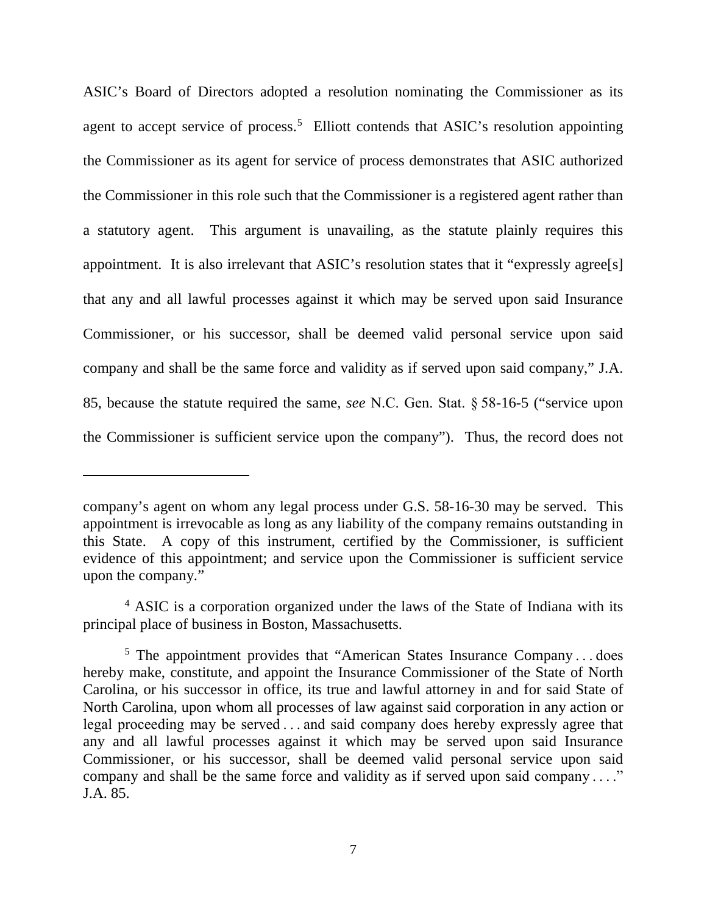ASIC's Board of Directors adopted a resolution nominating the Commissioner as its agent to accept service of process.[5] Elliott contends that ASIC's resolution appointing the Commissioner as its agent for service of process demonstrates that ASIC authorized the Commissioner in this role such that the Commissioner is a registered agent rather than a statutory agent. This argument is unavailing, as the statute plainly requires this appointment. It is also irrelevant that ASIC's resolution states that it "expressly agree[s] that any and all lawful processes against it which may be served upon said Insurance Commissioner, or his successor, shall be deemed valid personal service upon said company and shall be the same force and validity as if served upon said company," J.A. 85, because the statute required the same, *see* N.C. Gen. Stat. § 58-16-5 ("service upon the Commissioner is sufficient service upon the company"). Thus, the record does not

---

company's agent on whom any legal process under G.S. 58-16-30 may be served. This appointment is irrevocable as long as any liability of the company remains outstanding in this State. A copy of this instrument, certified by the Commissioner, is sufficient evidence of this appointment; and service upon the Commissioner is sufficient service upon the company."

[4] ASIC is a corporation organized under the laws of the State of Indiana with its principal place of business in Boston, Massachusetts.

[5] The appointment provides that "American States Insurance Company . . . does hereby make, constitute, and appoint the Insurance Commissioner of the State of North Carolina, or his successor in office, its true and lawful attorney in and for said State of North Carolina, upon whom all processes of law against said corporation in any action or legal proceeding may be served . . . and said company does hereby expressly agree that any and all lawful processes against it which may be served upon said Insurance Commissioner, or his successor, shall be deemed valid personal service upon said company and shall be the same force and validity as if served upon said company . . . ." J.A. 85.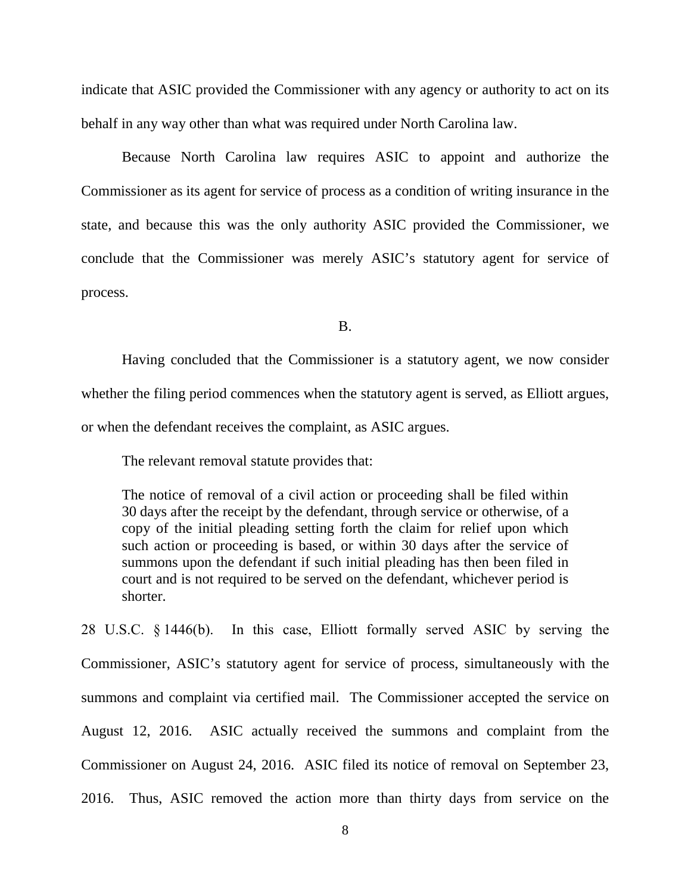indicate that ASIC provided the Commissioner with any agency or authority to act on its behalf in any way other than what was required under North Carolina law.

Because North Carolina law requires ASIC to appoint and authorize the Commissioner as its agent for service of process as a condition of writing insurance in the state, and because this was the only authority ASIC provided the Commissioner, we conclude that the Commissioner was merely ASIC's statutory agent for service of process.

B.

Having concluded that the Commissioner is a statutory agent, we now consider whether the filing period commences when the statutory agent is served, as Elliott argues, or when the defendant receives the complaint, as ASIC argues.

The relevant removal statute provides that:

> The notice of removal of a civil action or proceeding shall be filed within 30 days after the receipt by the defendant, through service or otherwise, of a copy of the initial pleading setting forth the claim for relief upon which such action or proceeding is based, or within 30 days after the service of summons upon the defendant if such initial pleading has then been filed in court and is not required to be served on the defendant, whichever period is shorter.

28 U.S.C. § 1446(b). In this case, Elliott formally served ASIC by serving the Commissioner, ASIC's statutory agent for service of process, simultaneously with the summons and complaint via certified mail. The Commissioner accepted the service on August 12, 2016. ASIC actually received the summons and complaint from the Commissioner on August 24, 2016. ASIC filed its notice of removal on September 23, 2016. Thus, ASIC removed the action more than thirty days from service on the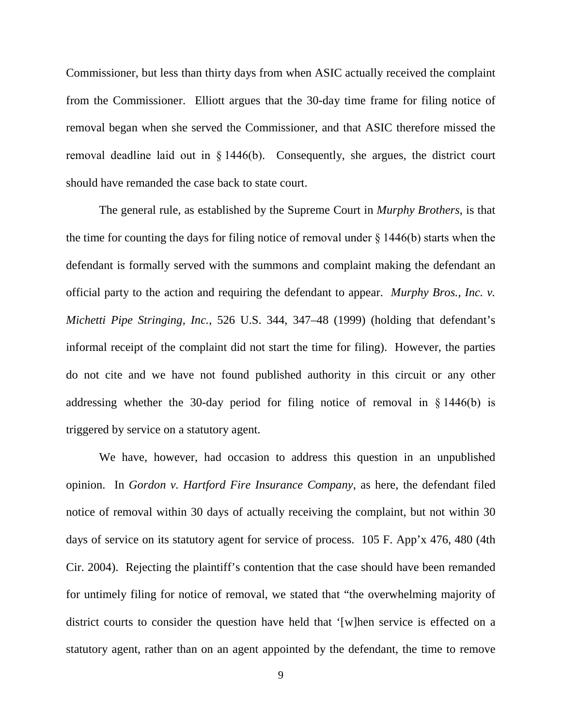Commissioner, but less than thirty days from when ASIC actually received the complaint from the Commissioner. Elliott argues that the 30-day time frame for filing notice of removal began when she served the Commissioner, and that ASIC therefore missed the removal deadline laid out in § 1446(b). Consequently, she argues, the district court should have remanded the case back to state court.

The general rule, as established by the Supreme Court in *Murphy Brothers*, is that the time for counting the days for filing notice of removal under § 1446(b) starts when the defendant is formally served with the summons and complaint making the defendant an official party to the action and requiring the defendant to appear. *Murphy Bros., Inc. v. Michetti Pipe Stringing, Inc.*, 526 U.S. 344, 347–48 (1999) (holding that defendant's informal receipt of the complaint did not start the time for filing). However, the parties do not cite and we have not found published authority in this circuit or any other addressing whether the 30-day period for filing notice of removal in § 1446(b) is triggered by service on a statutory agent.

We have, however, had occasion to address this question in an unpublished opinion. In *Gordon v. Hartford Fire Insurance Company*, as here, the defendant filed notice of removal within 30 days of actually receiving the complaint, but not within 30 days of service on its statutory agent for service of process. 105 F. App'x 476, 480 (4th Cir. 2004). Rejecting the plaintiff's contention that the case should have been remanded for untimely filing for notice of removal, we stated that "the overwhelming majority of district courts to consider the question have held that '[w]hen service is effected on a statutory agent, rather than on an agent appointed by the defendant, the time to remove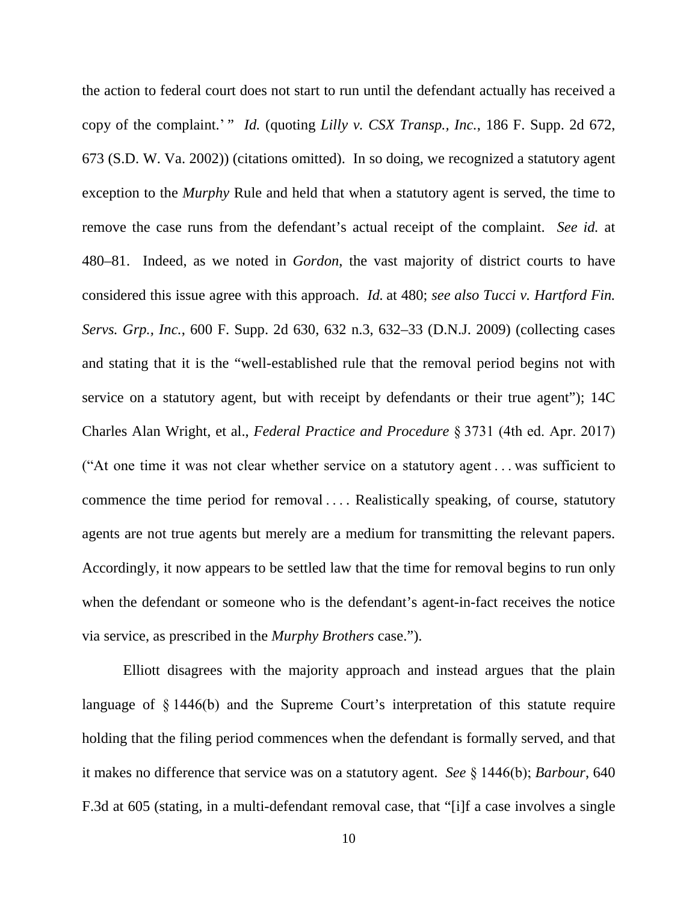the action to federal court does not start to run until the defendant actually has received a copy of the complaint.' " *Id.* (quoting *Lilly v. CSX Transp., Inc.*, 186 F. Supp. 2d 672, 673 (S.D. W. Va. 2002)) (citations omitted). In so doing, we recognized a statutory agent exception to the *Murphy* Rule and held that when a statutory agent is served, the time to remove the case runs from the defendant's actual receipt of the complaint. *See id.* at 480–81. Indeed, as we noted in *Gordon*, the vast majority of district courts to have considered this issue agree with this approach. *Id.* at 480; *see also Tucci v. Hartford Fin. Servs. Grp., Inc.*, 600 F. Supp. 2d 630, 632 n.3, 632–33 (D.N.J. 2009) (collecting cases and stating that it is the "well-established rule that the removal period begins not with service on a statutory agent, but with receipt by defendants or their true agent"); 14C Charles Alan Wright, et al., *Federal Practice and Procedure* § 3731 (4th ed. Apr. 2017) ("At one time it was not clear whether service on a statutory agent . . . was sufficient to commence the time period for removal . . . . Realistically speaking, of course, statutory agents are not true agents but merely are a medium for transmitting the relevant papers. Accordingly, it now appears to be settled law that the time for removal begins to run only when the defendant or someone who is the defendant's agent-in-fact receives the notice via service, as prescribed in the *Murphy Brothers* case.").

Elliott disagrees with the majority approach and instead argues that the plain language of § 1446(b) and the Supreme Court's interpretation of this statute require holding that the filing period commences when the defendant is formally served, and that it makes no difference that service was on a statutory agent. *See* § 1446(b); *Barbour*, 640 F.3d at 605 (stating, in a multi-defendant removal case, that "[i]f a case involves a single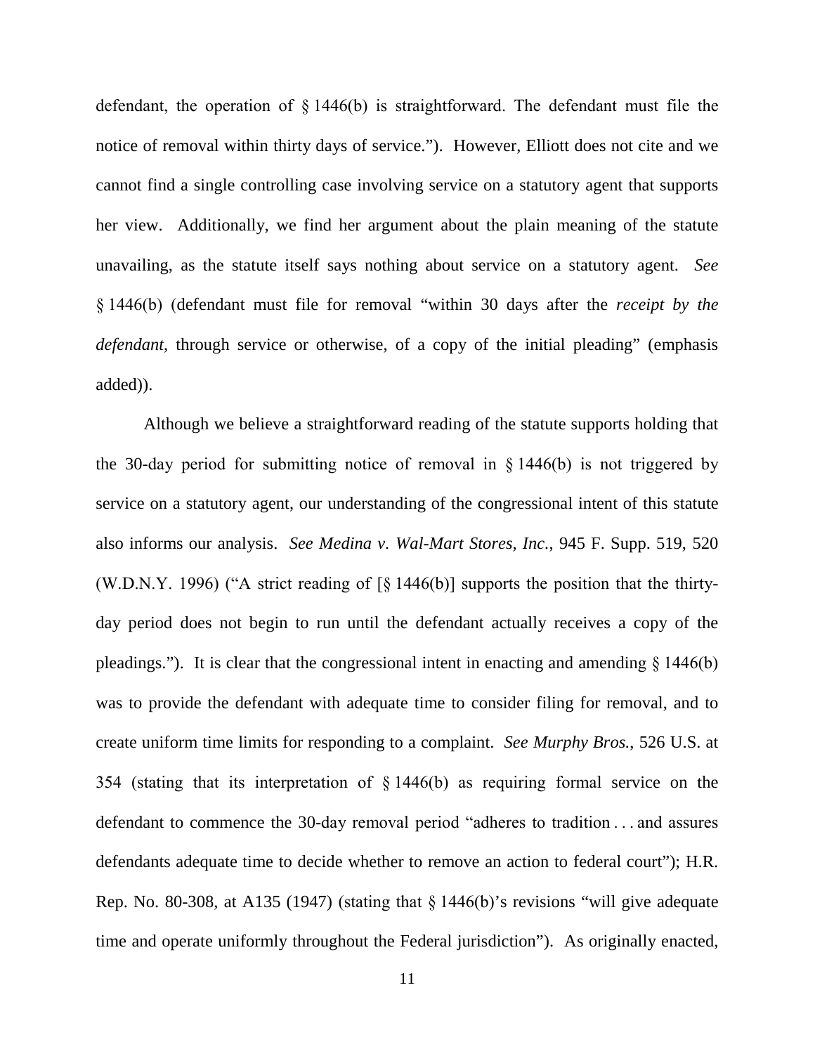defendant, the operation of § 1446(b) is straightforward. The defendant must file the notice of removal within thirty days of service."). However, Elliott does not cite and we cannot find a single controlling case involving service on a statutory agent that supports her view. Additionally, we find her argument about the plain meaning of the statute unavailing, as the statute itself says nothing about service on a statutory agent. *See* § 1446(b) (defendant must file for removal "within 30 days after the *receipt by the defendant*, through service or otherwise, of a copy of the initial pleading" (emphasis added)).

Although we believe a straightforward reading of the statute supports holding that the 30-day period for submitting notice of removal in § 1446(b) is not triggered by service on a statutory agent, our understanding of the congressional intent of this statute also informs our analysis. *See Medina v. Wal-Mart Stores, Inc.*, 945 F. Supp. 519, 520 (W.D.N.Y. 1996) ("A strict reading of [§ 1446(b)] supports the position that the thirty-day period does not begin to run until the defendant actually receives a copy of the pleadings."). It is clear that the congressional intent in enacting and amending § 1446(b) was to provide the defendant with adequate time to consider filing for removal, and to create uniform time limits for responding to a complaint. *See Murphy Bros.*, 526 U.S. at 354 (stating that its interpretation of § 1446(b) as requiring formal service on the defendant to commence the 30-day removal period "adheres to tradition . . . and assures defendants adequate time to decide whether to remove an action to federal court"); H.R. Rep. No. 80-308, at A135 (1947) (stating that § 1446(b)'s revisions "will give adequate time and operate uniformly throughout the Federal jurisdiction"). As originally enacted,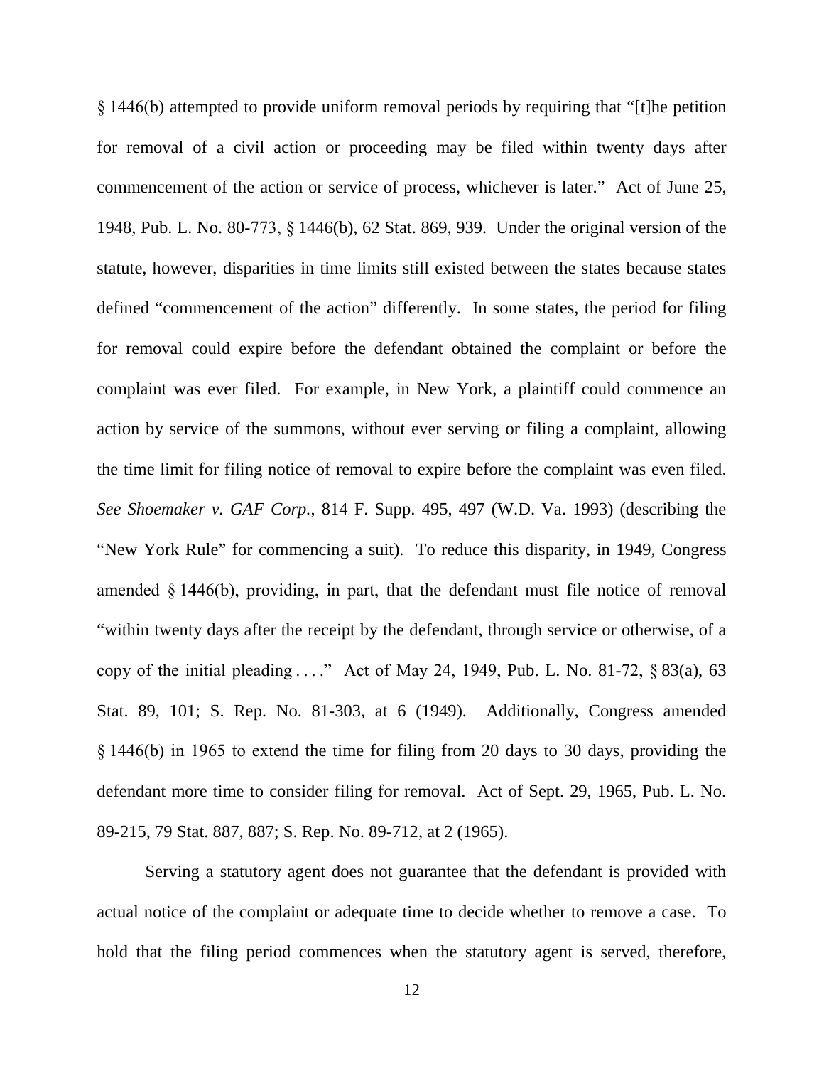§ 1446(b) attempted to provide uniform removal periods by requiring that "[t]he petition for removal of a civil action or proceeding may be filed within twenty days after commencement of the action or service of process, whichever is later." Act of June 25, 1948, Pub. L. No. 80-773, § 1446(b), 62 Stat. 869, 939. Under the original version of the statute, however, disparities in time limits still existed between the states because states defined "commencement of the action" differently. In some states, the period for filing for removal could expire before the defendant obtained the complaint or before the complaint was ever filed. For example, in New York, a plaintiff could commence an action by service of the summons, without ever serving or filing a complaint, allowing the time limit for filing notice of removal to expire before the complaint was even filed. *See Shoemaker v. GAF Corp.*, 814 F. Supp. 495, 497 (W.D. Va. 1993) (describing the "New York Rule" for commencing a suit). To reduce this disparity, in 1949, Congress amended § 1446(b), providing, in part, that the defendant must file notice of removal "within twenty days after the receipt by the defendant, through service or otherwise, of a copy of the initial pleading . . . ." Act of May 24, 1949, Pub. L. No. 81-72, § 83(a), 63 Stat. 89, 101; S. Rep. No. 81-303, at 6 (1949). Additionally, Congress amended § 1446(b) in 1965 to extend the time for filing from 20 days to 30 days, providing the defendant more time to consider filing for removal. Act of Sept. 29, 1965, Pub. L. No. 89-215, 79 Stat. 887, 887; S. Rep. No. 89-712, at 2 (1965).

Serving a statutory agent does not guarantee that the defendant is provided with actual notice of the complaint or adequate time to decide whether to remove a case. To hold that the filing period commences when the statutory agent is served, therefore,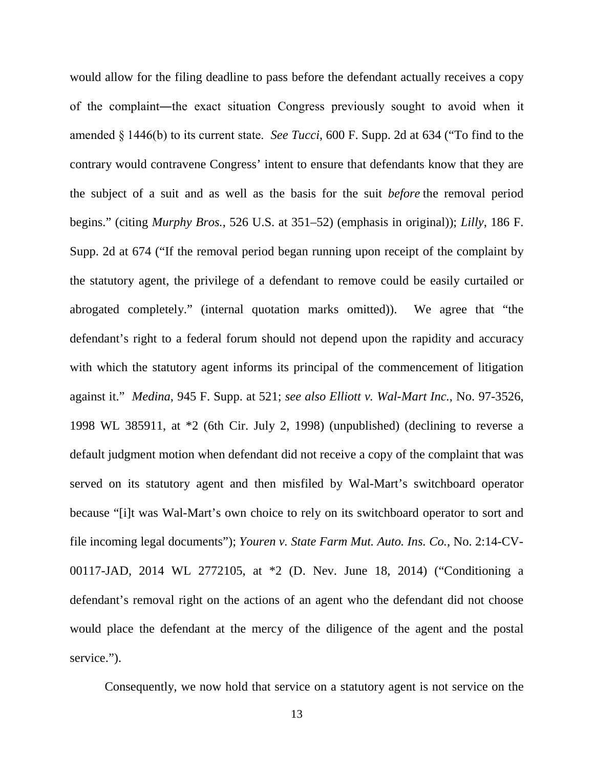would allow for the filing deadline to pass before the defendant actually receives a copy of the complaint—the exact situation Congress previously sought to avoid when it amended § 1446(b) to its current state. *See Tucci*, 600 F. Supp. 2d at 634 ("To find to the contrary would contravene Congress' intent to ensure that defendants know that they are the subject of a suit and as well as the basis for the suit *before* the removal period begins." (citing *Murphy Bros.*, 526 U.S. at 351–52) (emphasis in original)); *Lilly*, 186 F. Supp. 2d at 674 ("If the removal period began running upon receipt of the complaint by the statutory agent, the privilege of a defendant to remove could be easily curtailed or abrogated completely." (internal quotation marks omitted)). We agree that "the defendant's right to a federal forum should not depend upon the rapidity and accuracy with which the statutory agent informs its principal of the commencement of litigation against it." *Medina*, 945 F. Supp. at 521; *see also Elliott v. Wal-Mart Inc.*, No. 97-3526, 1998 WL 385911, at *2 (6th Cir. July 2, 1998) (unpublished) (declining to reverse a default judgment motion when defendant did not receive a copy of the complaint that was served on its statutory agent and then misfiled by Wal-Mart's switchboard operator because "[i]t was Wal-Mart's own choice to rely on its switchboard operator to sort and file incoming legal documents"); *Youren v. State Farm Mut. Auto. Ins. Co.*, No. 2:14-CV-00117-JAD, 2014 WL 2772105, at *2 (D. Nev. June 18, 2014) ("Conditioning a defendant's removal right on the actions of an agent who the defendant did not choose would place the defendant at the mercy of the diligence of the agent and the postal service.").

Consequently, we now hold that service on a statutory agent is not service on the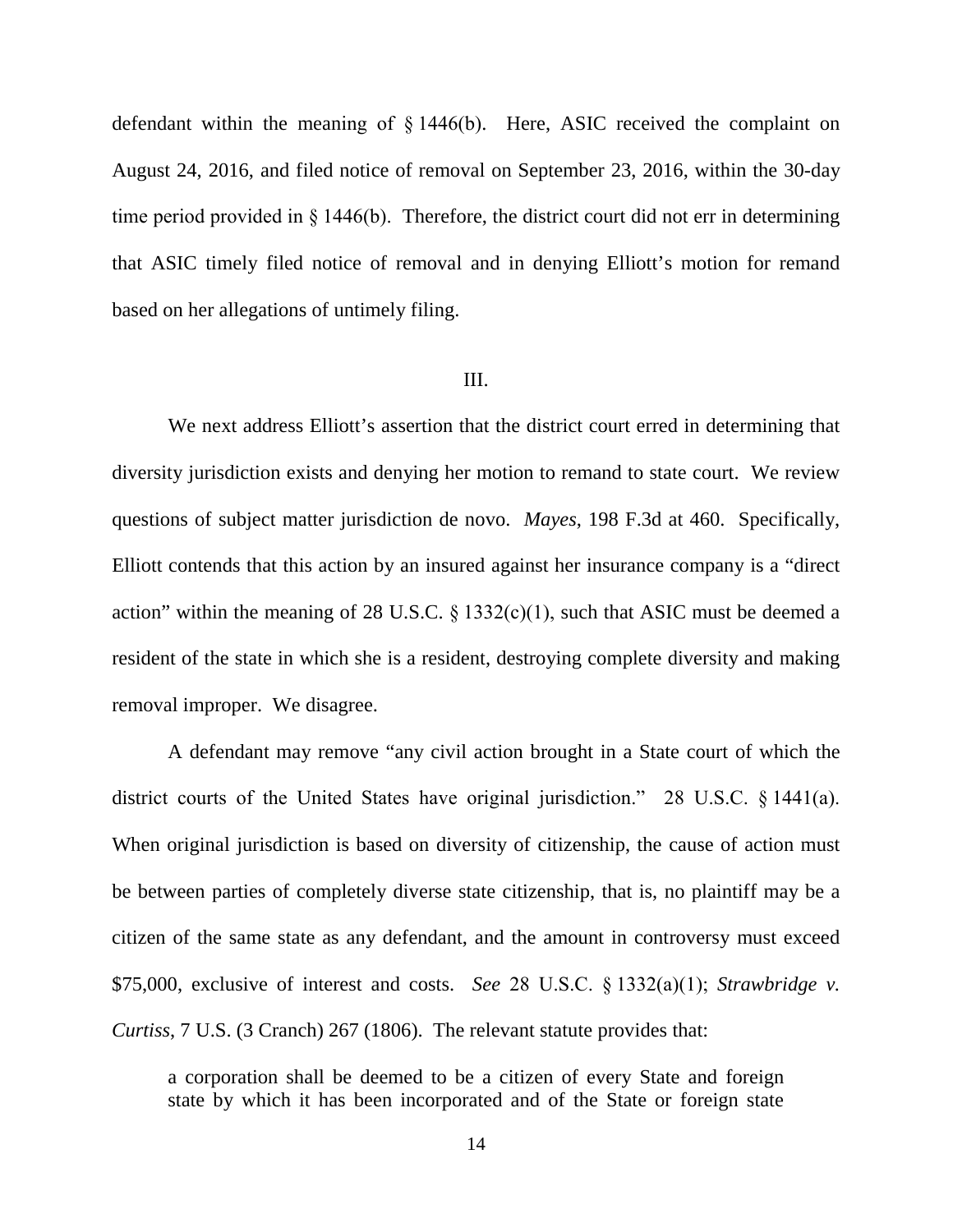defendant within the meaning of § 1446(b). Here, ASIC received the complaint on August 24, 2016, and filed notice of removal on September 23, 2016, within the 30-day time period provided in § 1446(b). Therefore, the district court did not err in determining that ASIC timely filed notice of removal and in denying Elliott's motion for remand based on her allegations of untimely filing.

## III.

We next address Elliott's assertion that the district court erred in determining that diversity jurisdiction exists and denying her motion to remand to state court. We review questions of subject matter jurisdiction de novo. *Mayes*, 198 F.3d at 460. Specifically, Elliott contends that this action by an insured against her insurance company is a "direct action" within the meaning of 28 U.S.C. § 1332(c)(1), such that ASIC must be deemed a resident of the state in which she is a resident, destroying complete diversity and making removal improper. We disagree.

A defendant may remove "any civil action brought in a State court of which the district courts of the United States have original jurisdiction." 28 U.S.C. § 1441(a). When original jurisdiction is based on diversity of citizenship, the cause of action must be between parties of completely diverse state citizenship, that is, no plaintiff may be a citizen of the same state as any defendant, and the amount in controversy must exceed $75,000, exclusive of interest and costs. *See* 28 U.S.C. § 1332(a)(1); *Strawbridge v. Curtiss*, 7 U.S. (3 Cranch) 267 (1806). The relevant statute provides that:

> a corporation shall be deemed to be a citizen of every State and foreign state by which it has been incorporated and of the State or foreign state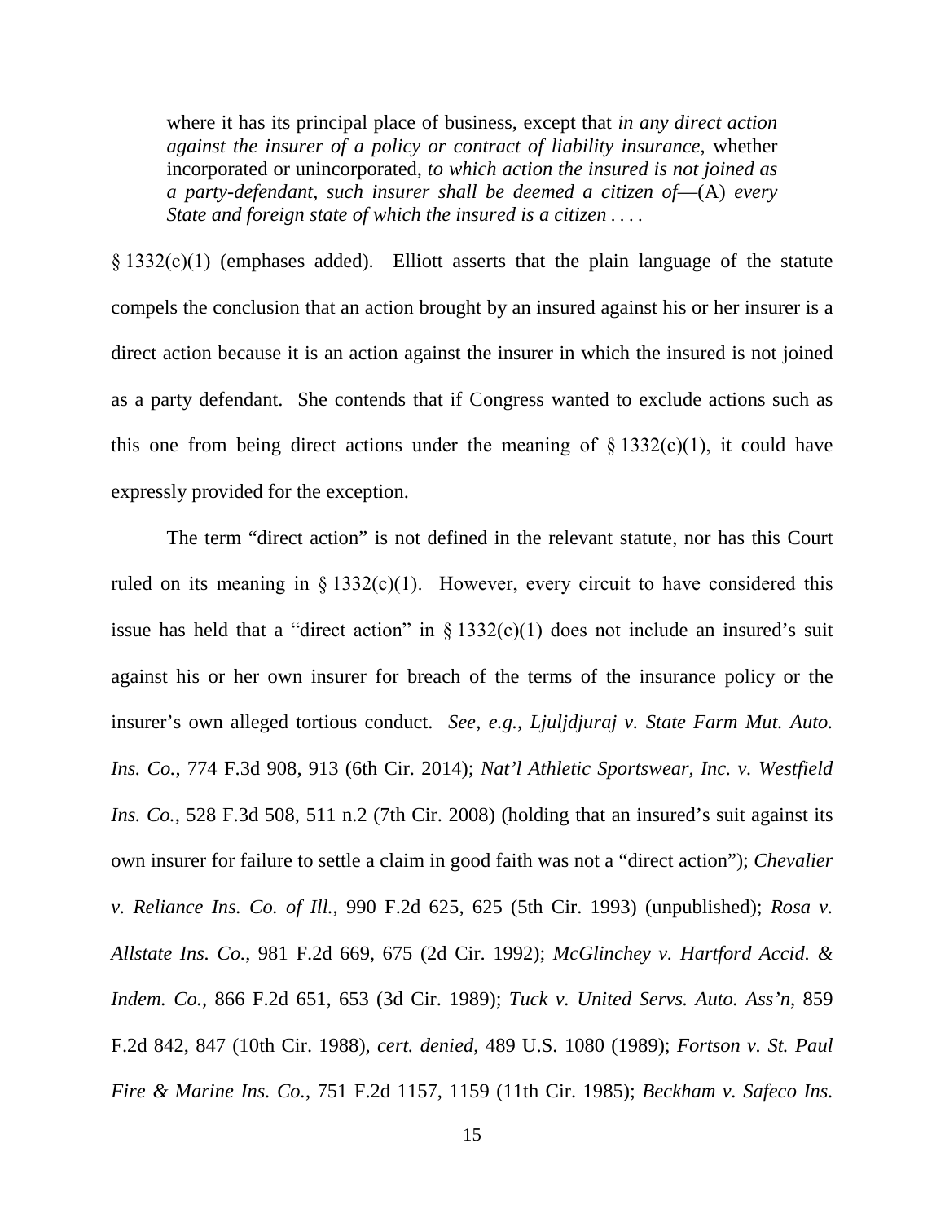> where it has its principal place of business, except that *in any direct action against the insurer of a policy or contract of liability insurance*, whether incorporated or unincorporated, *to which action the insured is not joined as a party-defendant*, *such insurer shall be deemed a citizen of*—(A) *every State and foreign state of which the insured is a citizen* . . . .

§ 1332(c)(1) (emphases added). Elliott asserts that the plain language of the statute compels the conclusion that an action brought by an insured against his or her insurer is a direct action because it is an action against the insurer in which the insured is not joined as a party defendant. She contends that if Congress wanted to exclude actions such as this one from being direct actions under the meaning of § 1332(c)(1), it could have expressly provided for the exception.

The term "direct action" is not defined in the relevant statute, nor has this Court ruled on its meaning in § 1332(c)(1). However, every circuit to have considered this issue has held that a "direct action" in § 1332(c)(1) does not include an insured's suit against his or her own insurer for breach of the terms of the insurance policy or the insurer's own alleged tortious conduct. *See, e.g.*, *Ljuljdjuraj v. State Farm Mut. Auto. Ins. Co.*, 774 F.3d 908, 913 (6th Cir. 2014); *Nat'l Athletic Sportswear, Inc. v. Westfield Ins. Co.*, 528 F.3d 508, 511 n.2 (7th Cir. 2008) (holding that an insured's suit against its own insurer for failure to settle a claim in good faith was not a "direct action"); *Chevalier v. Reliance Ins. Co. of Ill.*, 990 F.2d 625, 625 (5th Cir. 1993) (unpublished); *Rosa v. Allstate Ins. Co.*, 981 F.2d 669, 675 (2d Cir. 1992); *McGlinchey v. Hartford Accid. & Indem. Co.*, 866 F.2d 651, 653 (3d Cir. 1989); *Tuck v. United Servs. Auto. Ass'n*, 859 F.2d 842, 847 (10th Cir. 1988), *cert. denied*, 489 U.S. 1080 (1989); *Fortson v. St. Paul Fire & Marine Ins. Co.*, 751 F.2d 1157, 1159 (11th Cir. 1985); *Beckham v. Safeco Ins.*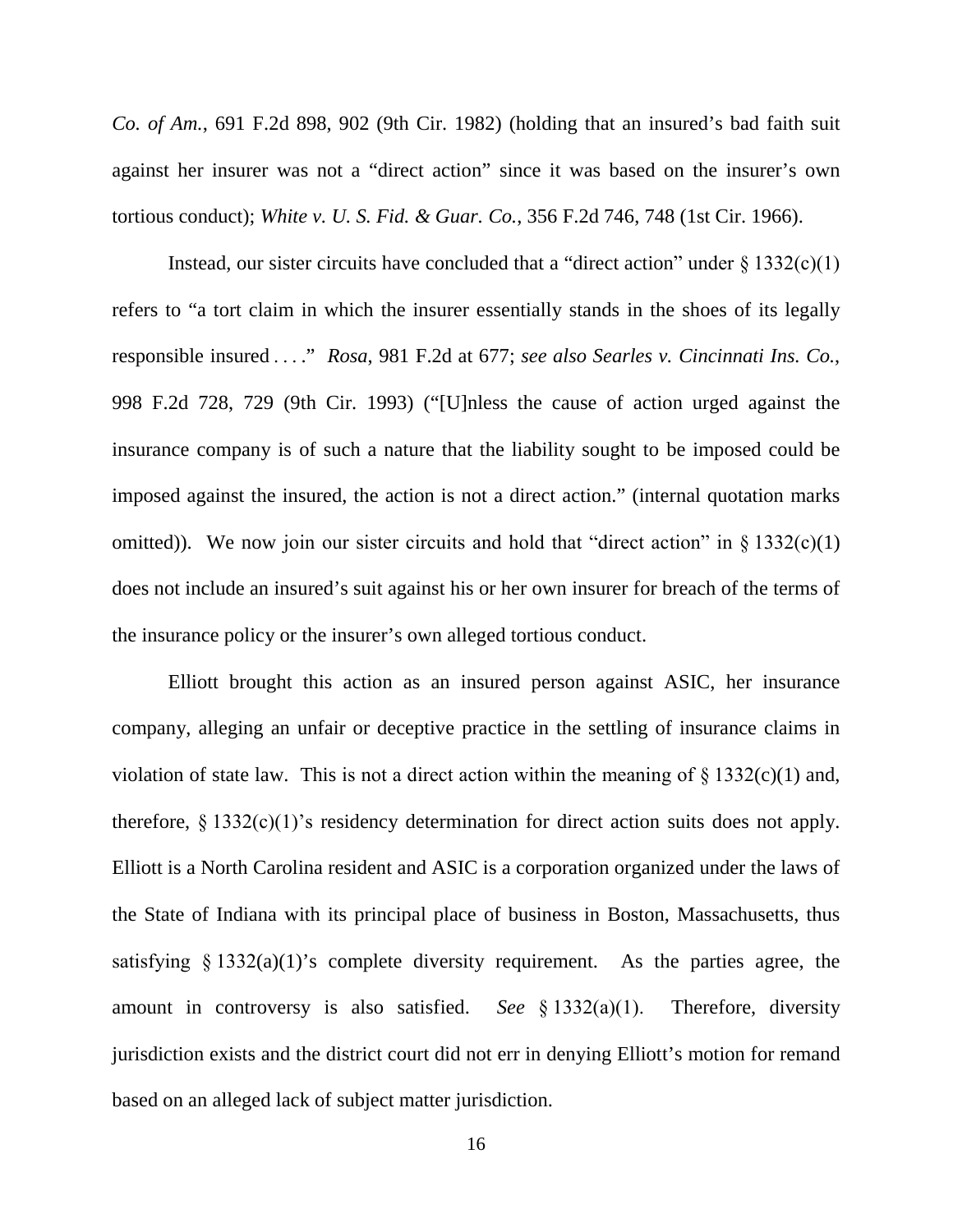*Co. of Am.*, 691 F.2d 898, 902 (9th Cir. 1982) (holding that an insured's bad faith suit against her insurer was not a "direct action" since it was based on the insurer's own tortious conduct); *White v. U. S. Fid. & Guar. Co.*, 356 F.2d 746, 748 (1st Cir. 1966).

Instead, our sister circuits have concluded that a "direct action" under § 1332(c)(1) refers to "a tort claim in which the insurer essentially stands in the shoes of its legally responsible insured . . . ." *Rosa*, 981 F.2d at 677; *see also Searles v. Cincinnati Ins. Co.*, 998 F.2d 728, 729 (9th Cir. 1993) ("[U]nless the cause of action urged against the insurance company is of such a nature that the liability sought to be imposed could be imposed against the insured, the action is not a direct action." (internal quotation marks omitted)). We now join our sister circuits and hold that "direct action" in § 1332(c)(1) does not include an insured's suit against his or her own insurer for breach of the terms of the insurance policy or the insurer's own alleged tortious conduct.

Elliott brought this action as an insured person against ASIC, her insurance company, alleging an unfair or deceptive practice in the settling of insurance claims in violation of state law. This is not a direct action within the meaning of § 1332(c)(1) and, therefore, § 1332(c)(1)'s residency determination for direct action suits does not apply. Elliott is a North Carolina resident and ASIC is a corporation organized under the laws of the State of Indiana with its principal place of business in Boston, Massachusetts, thus satisfying § 1332(a)(1)'s complete diversity requirement. As the parties agree, the amount in controversy is also satisfied. *See* § 1332(a)(1). Therefore, diversity jurisdiction exists and the district court did not err in denying Elliott's motion for remand based on an alleged lack of subject matter jurisdiction.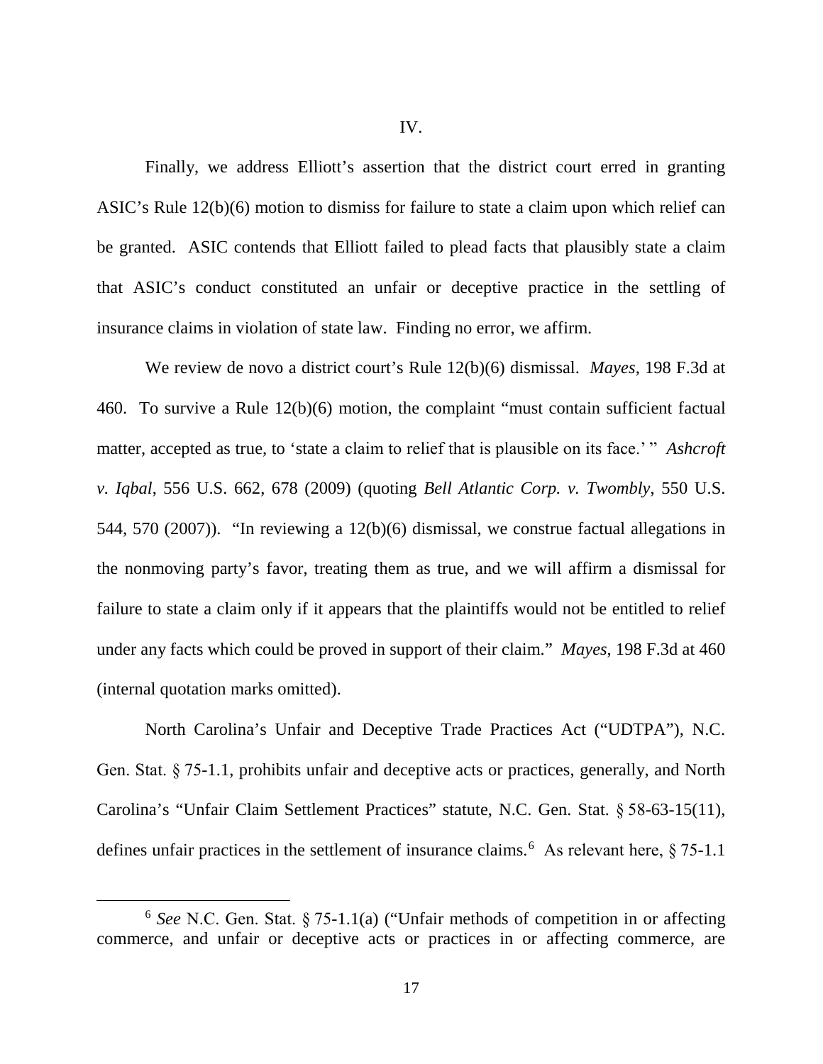IV.

Finally, we address Elliott's assertion that the district court erred in granting ASIC's Rule 12(b)(6) motion to dismiss for failure to state a claim upon which relief can be granted. ASIC contends that Elliott failed to plead facts that plausibly state a claim that ASIC's conduct constituted an unfair or deceptive practice in the settling of insurance claims in violation of state law. Finding no error, we affirm.

We review de novo a district court's Rule 12(b)(6) dismissal. *Mayes*, 198 F.3d at 460. To survive a Rule 12(b)(6) motion, the complaint "must contain sufficient factual matter, accepted as true, to 'state a claim to relief that is plausible on its face.' " *Ashcroft v. Iqbal*, 556 U.S. 662, 678 (2009) (quoting *Bell Atlantic Corp. v. Twombly*, 550 U.S. 544, 570 (2007)). "In reviewing a 12(b)(6) dismissal, we construe factual allegations in the nonmoving party's favor, treating them as true, and we will affirm a dismissal for failure to state a claim only if it appears that the plaintiffs would not be entitled to relief under any facts which could be proved in support of their claim." *Mayes*, 198 F.3d at 460 (internal quotation marks omitted).

North Carolina's Unfair and Deceptive Trade Practices Act ("UDTPA"), N.C. Gen. Stat. § 75-1.1, prohibits unfair and deceptive acts or practices, generally, and North Carolina's "Unfair Claim Settlement Practices" statute, N.C. Gen. Stat. § 58-63-15(11), defines unfair practices in the settlement of insurance claims.[6] As relevant here, § 75-1.1

[6] *See* N.C. Gen. Stat. § 75-1.1(a) ("Unfair methods of competition in or affecting commerce, and unfair or deceptive acts or practices in or affecting commerce, are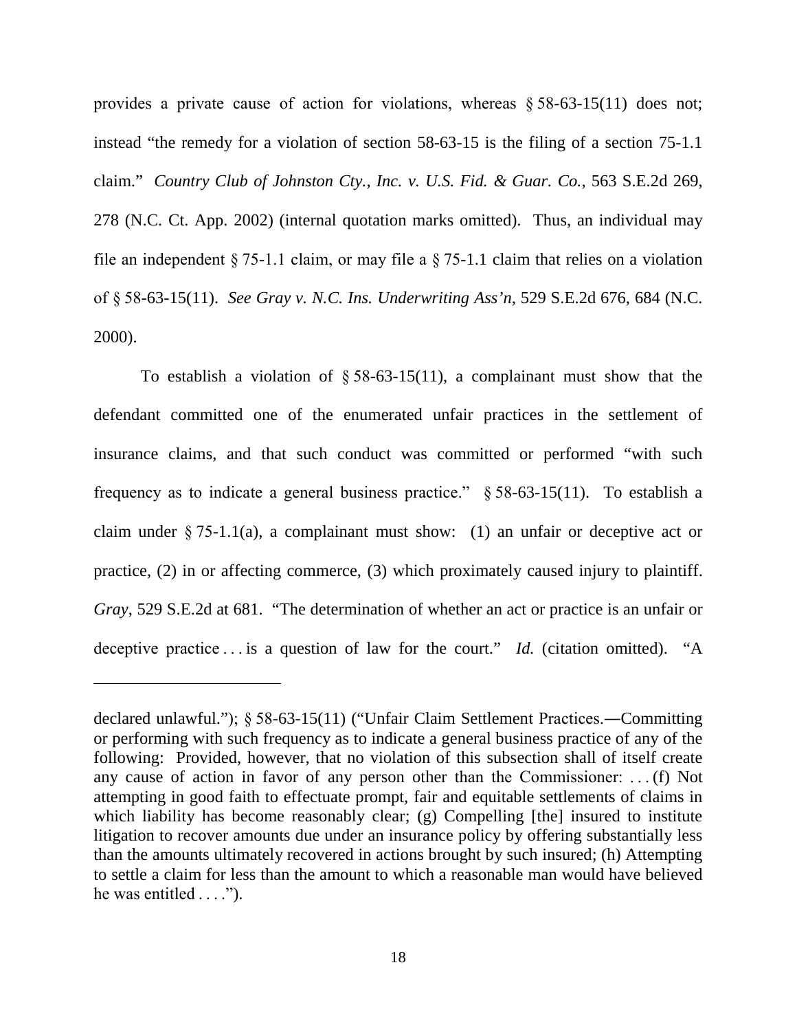provides a private cause of action for violations, whereas § 58-63-15(11) does not; instead "the remedy for a violation of section 58-63-15 is the filing of a section 75-1.1 claim." *Country Club of Johnston Cty., Inc. v. U.S. Fid. & Guar. Co.*, 563 S.E.2d 269, 278 (N.C. Ct. App. 2002) (internal quotation marks omitted). Thus, an individual may file an independent § 75-1.1 claim, or may file a § 75-1.1 claim that relies on a violation of § 58-63-15(11). *See Gray v. N.C. Ins. Underwriting Ass'n*, 529 S.E.2d 676, 684 (N.C. 2000).

To establish a violation of § 58-63-15(11), a complainant must show that the defendant committed one of the enumerated unfair practices in the settlement of insurance claims, and that such conduct was committed or performed "with such frequency as to indicate a general business practice." § 58-63-15(11). To establish a claim under § 75-1.1(a), a complainant must show: (1) an unfair or deceptive act or practice, (2) in or affecting commerce, (3) which proximately caused injury to plaintiff. *Gray*, 529 S.E.2d at 681. "The determination of whether an act or practice is an unfair or deceptive practice . . . is a question of law for the court." *Id.* (citation omitted). "A

---

declared unlawful."); § 58-63-15(11) ("Unfair Claim Settlement Practices.—Committing or performing with such frequency as to indicate a general business practice of any of the following: Provided, however, that no violation of this subsection shall of itself create any cause of action in favor of any person other than the Commissioner: . . . (f) Not attempting in good faith to effectuate prompt, fair and equitable settlements of claims in which liability has become reasonably clear; (g) Compelling [the] insured to institute litigation to recover amounts due under an insurance policy by offering substantially less than the amounts ultimately recovered in actions brought by such insured; (h) Attempting to settle a claim for less than the amount to which a reasonable man would have believed he was entitled . . . .").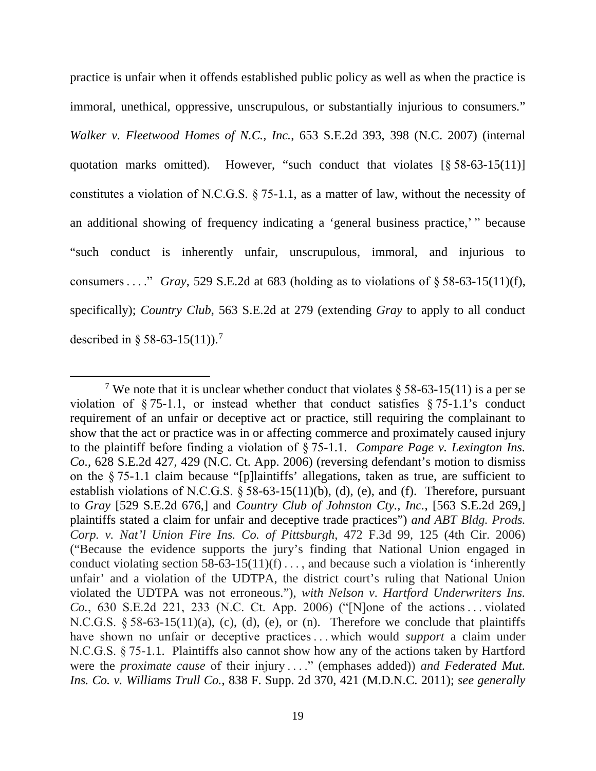practice is unfair when it offends established public policy as well as when the practice is immoral, unethical, oppressive, unscrupulous, or substantially injurious to consumers." *Walker v. Fleetwood Homes of N.C., Inc.*, 653 S.E.2d 393, 398 (N.C. 2007) (internal quotation marks omitted). However, "such conduct that violates [§ 58-63-15(11)] constitutes a violation of N.C.G.S. § 75-1.1, as a matter of law, without the necessity of an additional showing of frequency indicating a 'general business practice,' " because "such conduct is inherently unfair, unscrupulous, immoral, and injurious to consumers . . . ." *Gray*, 529 S.E.2d at 683 (holding as to violations of § 58-63-15(11)(f), specifically); *Country Club*, 563 S.E.2d at 279 (extending *Gray* to apply to all conduct described in § 58-63-15(11)).[7]

---

[7] We note that it is unclear whether conduct that violates § 58-63-15(11) is a per se violation of § 75-1.1, or instead whether that conduct satisfies § 75-1.1's conduct requirement of an unfair or deceptive act or practice, still requiring the complainant to show that the act or practice was in or affecting commerce and proximately caused injury to the plaintiff before finding a violation of § 75-1.1. *Compare Page v. Lexington Ins. Co.*, 628 S.E.2d 427, 429 (N.C. Ct. App. 2006) (reversing defendant's motion to dismiss on the § 75-1.1 claim because "[p]laintiffs' allegations, taken as true, are sufficient to establish violations of N.C.G.S. § 58-63-15(11)(b), (d), (e), and (f). Therefore, pursuant to *Gray* [529 S.E.2d 676,] and *Country Club of Johnston Cty., Inc.*, [563 S.E.2d 269,] plaintiffs stated a claim for unfair and deceptive trade practices") *and ABT Bldg. Prods. Corp. v. Nat'l Union Fire Ins. Co. of Pittsburgh*, 472 F.3d 99, 125 (4th Cir. 2006) ("Because the evidence supports the jury's finding that National Union engaged in conduct violating section 58-63-15(11)(f) . . . , and because such a violation is 'inherently unfair' and a violation of the UDTPA, the district court's ruling that National Union violated the UDTPA was not erroneous."), *with Nelson v. Hartford Underwriters Ins. Co.*, 630 S.E.2d 221, 233 (N.C. Ct. App. 2006) ("[N]one of the actions . . . violated N.C.G.S. § 58-63-15(11)(a), (c), (d), (e), or (n). Therefore we conclude that plaintiffs have shown no unfair or deceptive practices . . . which would *support* a claim under N.C.G.S. § 75-1.1. Plaintiffs also cannot show how any of the actions taken by Hartford were the *proximate cause* of their injury . . . ." (emphases added)) *and Federated Mut. Ins. Co. v. Williams Trull Co.*, 838 F. Supp. 2d 370, 421 (M.D.N.C. 2011); *see generally*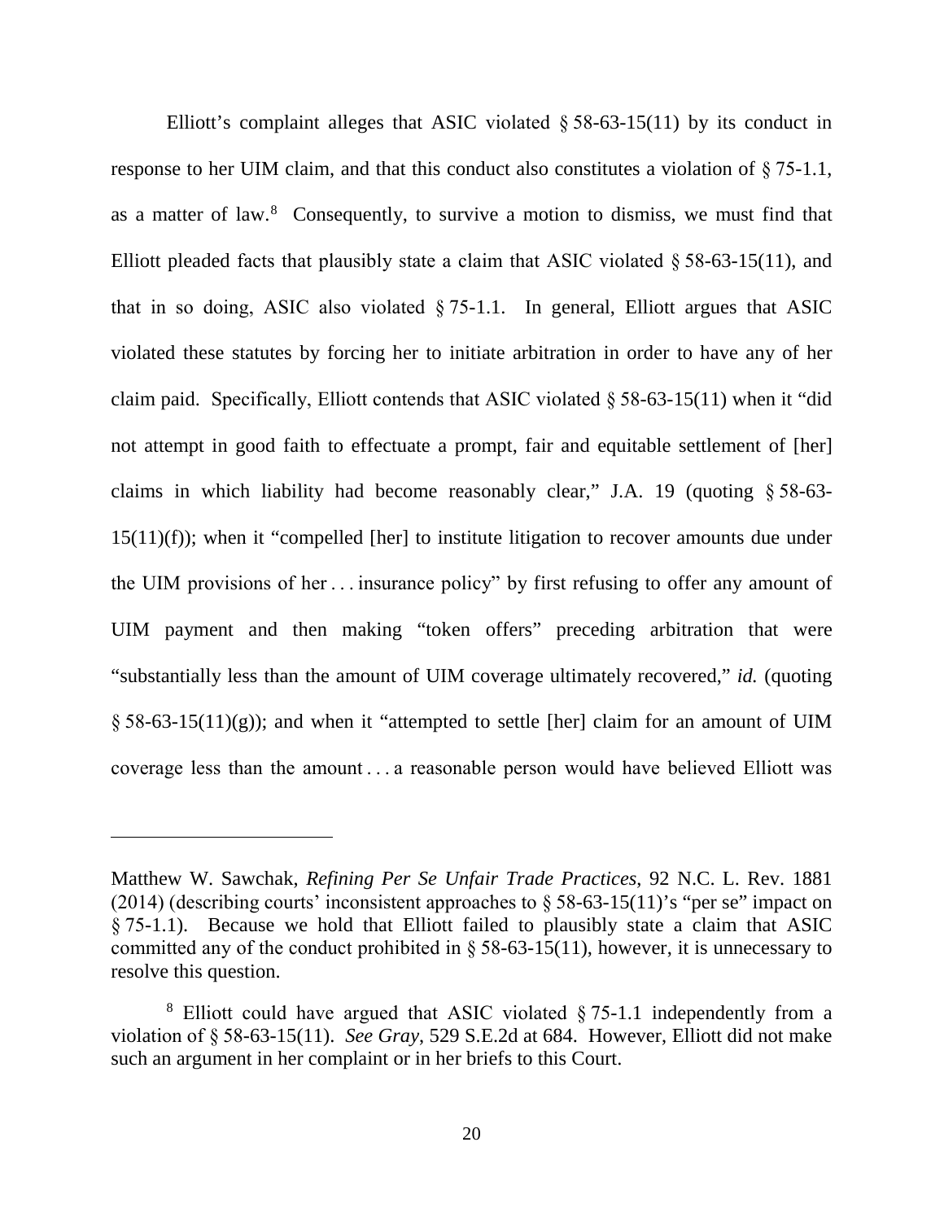Elliott's complaint alleges that ASIC violated § 58-63-15(11) by its conduct in response to her UIM claim, and that this conduct also constitutes a violation of § 75-1.1, as a matter of law.[8] Consequently, to survive a motion to dismiss, we must find that Elliott pleaded facts that plausibly state a claim that ASIC violated § 58-63-15(11), and that in so doing, ASIC also violated § 75-1.1. In general, Elliott argues that ASIC violated these statutes by forcing her to initiate arbitration in order to have any of her claim paid. Specifically, Elliott contends that ASIC violated § 58-63-15(11) when it "did not attempt in good faith to effectuate a prompt, fair and equitable settlement of [her] claims in which liability had become reasonably clear," J.A. 19 (quoting § 58-63-15(11)(f)); when it "compelled [her] to institute litigation to recover amounts due under the UIM provisions of her . . . insurance policy" by first refusing to offer any amount of UIM payment and then making "token offers" preceding arbitration that were "substantially less than the amount of UIM coverage ultimately recovered," *id.* (quoting § 58-63-15(11)(g)); and when it "attempted to settle [her] claim for an amount of UIM coverage less than the amount . . . a reasonable person would have believed Elliott was

---

Matthew W. Sawchak, *Refining Per Se Unfair Trade Practices*, 92 N.C. L. Rev. 1881 (2014) (describing courts' inconsistent approaches to § 58-63-15(11)'s "per se" impact on § 75-1.1). Because we hold that Elliott failed to plausibly state a claim that ASIC committed any of the conduct prohibited in § 58-63-15(11), however, it is unnecessary to resolve this question.

[8] Elliott could have argued that ASIC violated § 75-1.1 independently from a violation of § 58-63-15(11). *See Gray*, 529 S.E.2d at 684. However, Elliott did not make such an argument in her complaint or in her briefs to this Court.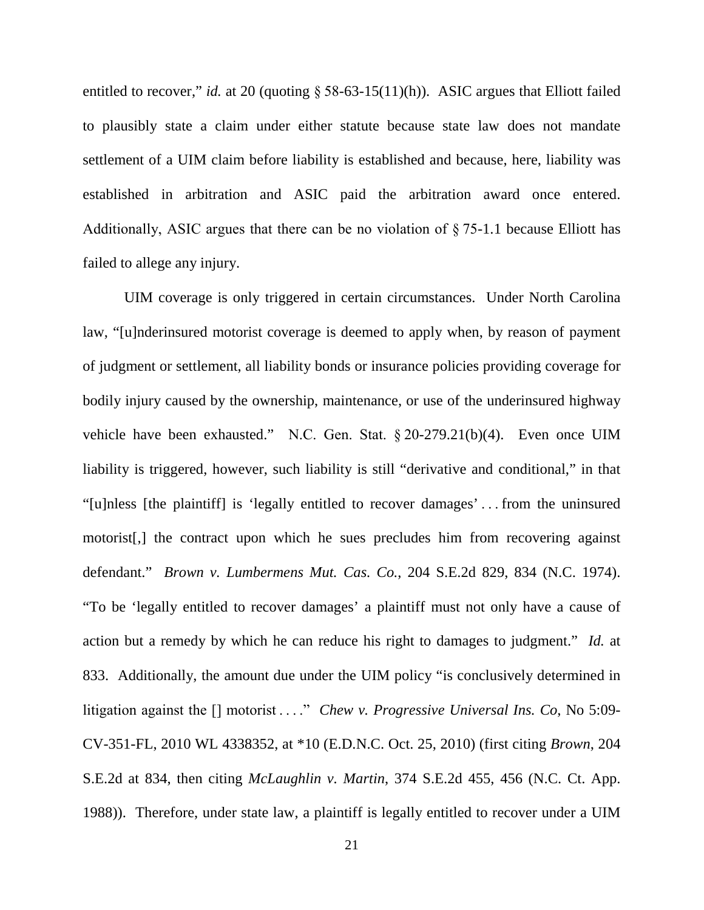entitled to recover," *id.* at 20 (quoting § 58-63-15(11)(h)). ASIC argues that Elliott failed to plausibly state a claim under either statute because state law does not mandate settlement of a UIM claim before liability is established and because, here, liability was established in arbitration and ASIC paid the arbitration award once entered. Additionally, ASIC argues that there can be no violation of § 75-1.1 because Elliott has failed to allege any injury.

UIM coverage is only triggered in certain circumstances. Under North Carolina law, "[u]nderinsured motorist coverage is deemed to apply when, by reason of payment of judgment or settlement, all liability bonds or insurance policies providing coverage for bodily injury caused by the ownership, maintenance, or use of the underinsured highway vehicle have been exhausted." N.C. Gen. Stat. § 20-279.21(b)(4). Even once UIM liability is triggered, however, such liability is still "derivative and conditional," in that "[u]nless [the plaintiff] is 'legally entitled to recover damages' . . . from the uninsured motorist[,] the contract upon which he sues precludes him from recovering against defendant." *Brown v. Lumbermens Mut. Cas. Co.*, 204 S.E.2d 829, 834 (N.C. 1974). "To be 'legally entitled to recover damages' a plaintiff must not only have a cause of action but a remedy by which he can reduce his right to damages to judgment." *Id.* at 833. Additionally, the amount due under the UIM policy "is conclusively determined in litigation against the [] motorist . . . ." *Chew v. Progressive Universal Ins. Co*, No 5:09-CV-351-FL, 2010 WL 4338352, at *10 (E.D.N.C. Oct. 25, 2010) (first citing *Brown*, 204 S.E.2d at 834, then citing *McLaughlin v. Martin*, 374 S.E.2d 455, 456 (N.C. Ct. App. 1988)). Therefore, under state law, a plaintiff is legally entitled to recover under a UIM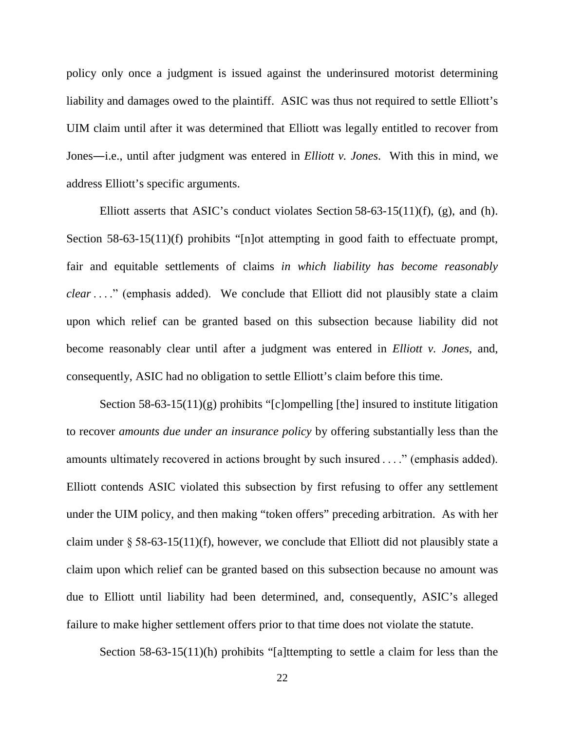policy only once a judgment is issued against the underinsured motorist determining liability and damages owed to the plaintiff. ASIC was thus not required to settle Elliott's UIM claim until after it was determined that Elliott was legally entitled to recover from Jones—i.e., until after judgment was entered in *Elliott v. Jones*. With this in mind, we address Elliott's specific arguments.

Elliott asserts that ASIC's conduct violates Section 58-63-15(11)(f), (g), and (h). Section 58-63-15(11)(f) prohibits "[n]ot attempting in good faith to effectuate prompt, fair and equitable settlements of claims *in which liability has become reasonably clear* . . . ." (emphasis added). We conclude that Elliott did not plausibly state a claim upon which relief can be granted based on this subsection because liability did not become reasonably clear until after a judgment was entered in *Elliott v. Jones*, and, consequently, ASIC had no obligation to settle Elliott's claim before this time.

Section 58-63-15(11)(g) prohibits "[c]ompelling [the] insured to institute litigation to recover *amounts due under an insurance policy* by offering substantially less than the amounts ultimately recovered in actions brought by such insured . . . ." (emphasis added). Elliott contends ASIC violated this subsection by first refusing to offer any settlement under the UIM policy, and then making "token offers" preceding arbitration. As with her claim under § 58-63-15(11)(f), however, we conclude that Elliott did not plausibly state a claim upon which relief can be granted based on this subsection because no amount was due to Elliott until liability had been determined, and, consequently, ASIC's alleged failure to make higher settlement offers prior to that time does not violate the statute.

Section 58-63-15(11)(h) prohibits "[a]ttempting to settle a claim for less than the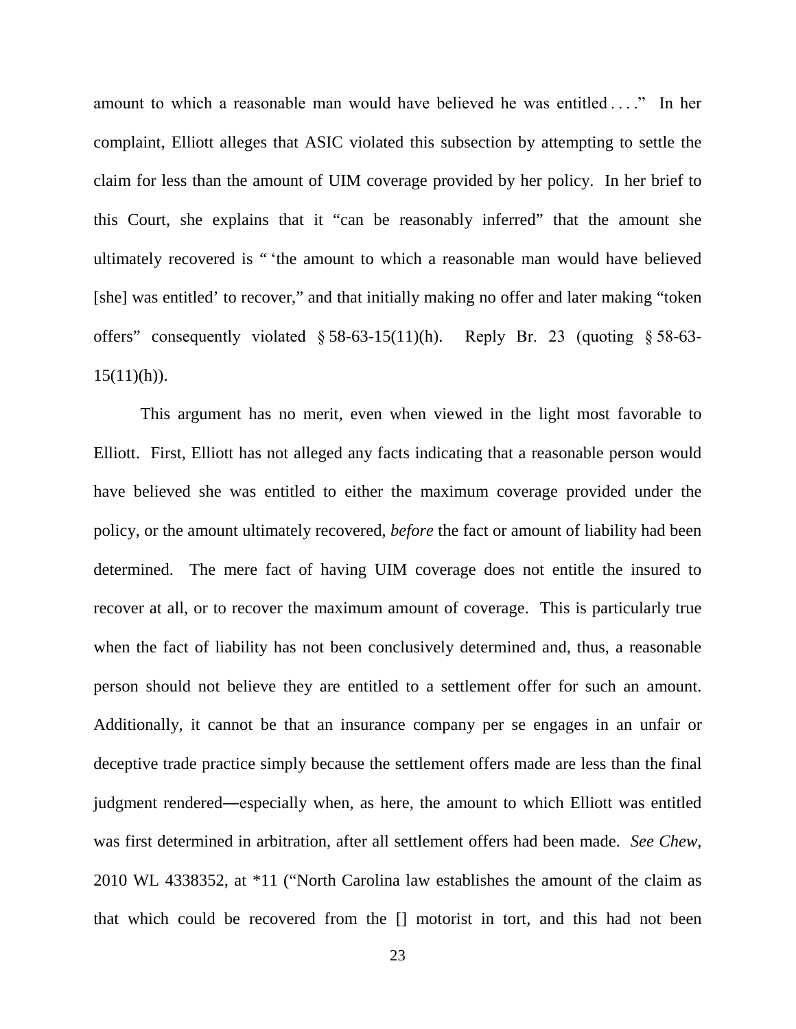amount to which a reasonable man would have believed he was entitled . . . ." In her complaint, Elliott alleges that ASIC violated this subsection by attempting to settle the claim for less than the amount of UIM coverage provided by her policy. In her brief to this Court, she explains that it "can be reasonably inferred" that the amount she ultimately recovered is " 'the amount to which a reasonable man would have believed [she] was entitled' to recover," and that initially making no offer and later making "token offers" consequently violated § 58-63-15(11)(h). Reply Br. 23 (quoting § 58-63-15(11)(h)).

This argument has no merit, even when viewed in the light most favorable to Elliott. First, Elliott has not alleged any facts indicating that a reasonable person would have believed she was entitled to either the maximum coverage provided under the policy, or the amount ultimately recovered, *before* the fact or amount of liability had been determined. The mere fact of having UIM coverage does not entitle the insured to recover at all, or to recover the maximum amount of coverage. This is particularly true when the fact of liability has not been conclusively determined and, thus, a reasonable person should not believe they are entitled to a settlement offer for such an amount. Additionally, it cannot be that an insurance company per se engages in an unfair or deceptive trade practice simply because the settlement offers made are less than the final judgment rendered—especially when, as here, the amount to which Elliott was entitled was first determined in arbitration, after all settlement offers had been made. *See Chew*, 2010 WL 4338352, at *11 ("North Carolina law establishes the amount of the claim as that which could be recovered from the [] motorist in tort, and this had not been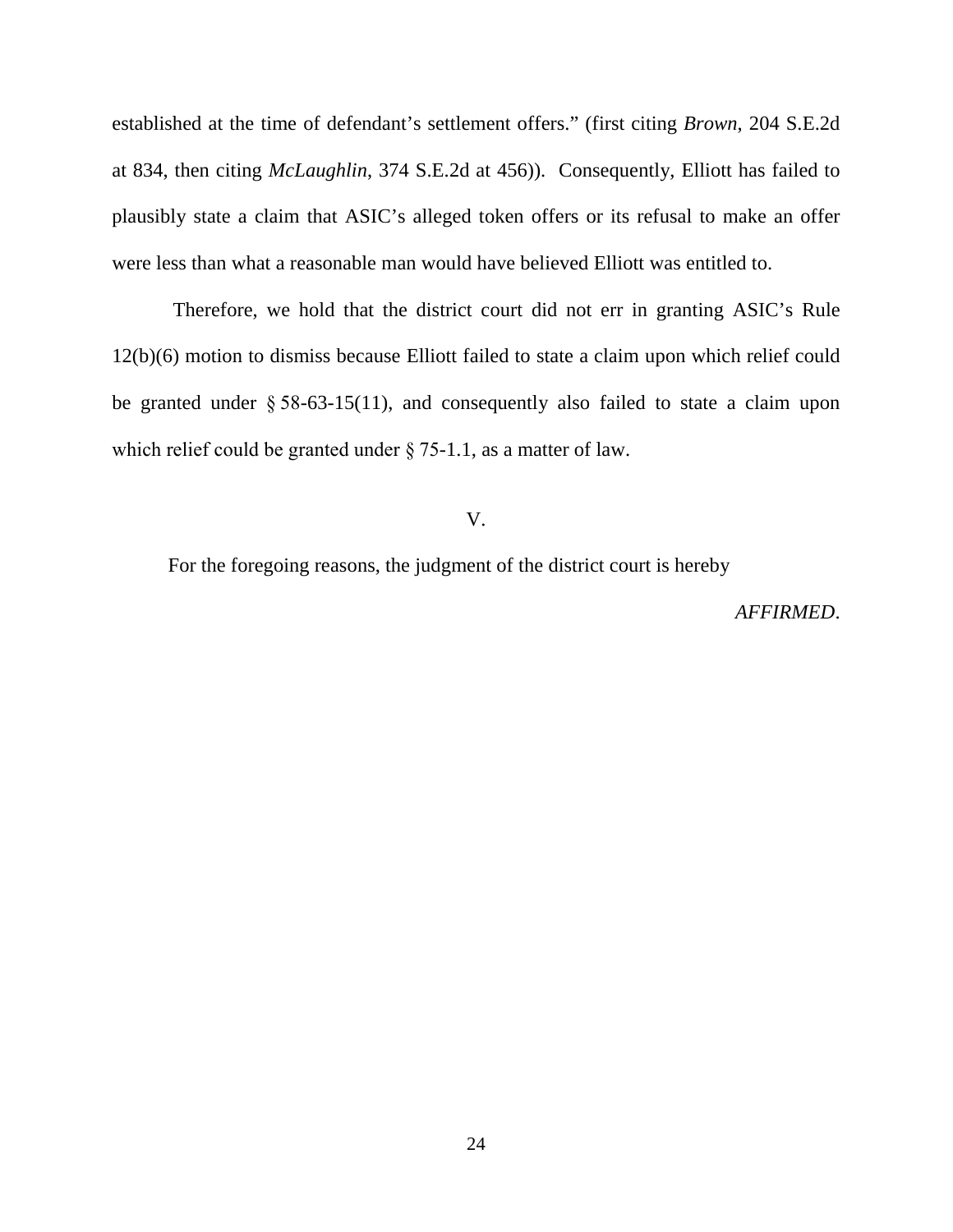established at the time of defendant's settlement offers." (first citing *Brown*, 204 S.E.2d at 834, then citing *McLaughlin*, 374 S.E.2d at 456)). Consequently, Elliott has failed to plausibly state a claim that ASIC's alleged token offers or its refusal to make an offer were less than what a reasonable man would have believed Elliott was entitled to.

Therefore, we hold that the district court did not err in granting ASIC's Rule 12(b)(6) motion to dismiss because Elliott failed to state a claim upon which relief could be granted under § 58-63-15(11), and consequently also failed to state a claim upon which relief could be granted under § 75-1.1, as a matter of law.

V.

For the foregoing reasons, the judgment of the district court is hereby

*AFFIRMED*.